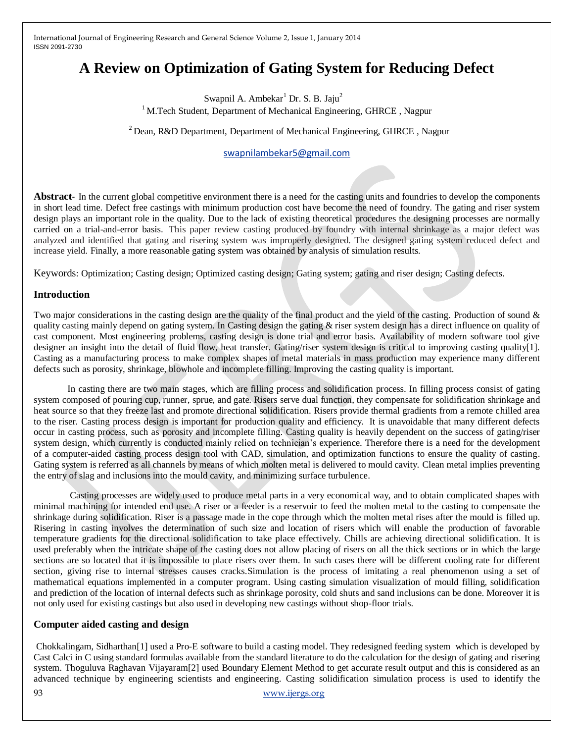# A Review on Optimization of Gating System for Reducing Defect

Swapnil A. Ambekar[1] Dr. S. B. Jaju[2]

[1] M.Tech Student, Department of Mechanical Engineering, GHRCE , Nagpur

[2] Dean, R&D Department, Department of Mechanical Engineering, GHRCE , Nagpur

swapnilambekar5@gmail.com

**Abstract**- In the current global competitive environment there is a need for the casting units and foundries to develop the components in short lead time. Defect free castings with minimum production cost have become the need of foundry. The gating and riser system design plays an important role in the quality. Due to the lack of existing theoretical procedures the designing processes are normally carried on a trial-and-error basis. This paper review casting produced by foundry with internal shrinkage as a major defect was analyzed and identified that gating and risering system was improperly designed. The designed gating system reduced defect and increase yield. Finally, a more reasonable gating system was obtained by analysis of simulation results.

Keywords: Optimization; Casting design; Optimized casting design; Gating system; gating and riser design; Casting defects.

## Introduction

Two major considerations in the casting design are the quality of the final product and the yield of the casting. Production of sound & quality casting mainly depend on gating system. In Casting design the gating & riser system design has a direct influence on quality of cast component. Most engineering problems, casting design is done trial and error basis. Availability of modern software tool give designer an insight into the detail of fluid flow, heat transfer. Gating/riser system design is critical to improving casting quality[1]. Casting as a manufacturing process to make complex shapes of metal materials in mass production may experience many different defects such as porosity, shrinkage, blowhole and incomplete filling. Improving the casting quality is important.

In casting there are two main stages, which are filling process and solidification process. In filling process consist of gating system composed of pouring cup, runner, sprue, and gate. Risers serve dual function, they compensate for solidification shrinkage and heat source so that they freeze last and promote directional solidification. Risers provide thermal gradients from a remote chilled area to the riser. Casting process design is important for production quality and efficiency. It is unavoidable that many different defects occur in casting process, such as porosity and incomplete filling. Casting quality is heavily dependent on the success of gating/riser system design, which currently is conducted mainly relied on technician's experience. Therefore there is a need for the development of a computer-aided casting process design tool with CAD, simulation, and optimization functions to ensure the quality of casting. Gating system is referred as all channels by means of which molten metal is delivered to mould cavity. Clean metal implies preventing the entry of slag and inclusions into the mould cavity, and minimizing surface turbulence.

Casting processes are widely used to produce metal parts in a very economical way, and to obtain complicated shapes with minimal machining for intended end use. A riser or a feeder is a reservoir to feed the molten metal to the casting to compensate the shrinkage during solidification. Riser is a passage made in the cope through which the molten metal rises after the mould is filled up. Risering in casting involves the determination of such size and location of risers which will enable the production of favorable temperature gradients for the directional solidification to take place effectively. Chills are achieving directional solidification. It is used preferably when the intricate shape of the casting does not allow placing of risers on all the thick sections or in which the large sections are so located that it is impossible to place risers over them. In such cases there will be different cooling rate for different section, giving rise to internal stresses causes cracks.Simulation is the process of imitating a real phenomenon using a set of mathematical equations implemented in a computer program. Using casting simulation visualization of mould filling, solidification and prediction of the location of internal defects such as shrinkage porosity, cold shuts and sand inclusions can be done. Moreover it is not only used for existing castings but also used in developing new castings without shop-floor trials.

## Computer aided casting and design

Chokkalingam, Sidharthan[1] used a Pro-E software to build a casting model. They redesigned feeding system which is developed by Cast Calci in C using standard formulas available from the standard literature to do the calculation for the design of gating and risering system. Thoguluva Raghavan Vijayaram[2] used Boundary Element Method to get accurate result output and this is considered as an advanced technique by engineering scientists and engineering. Casting solidification simulation process is used to identify the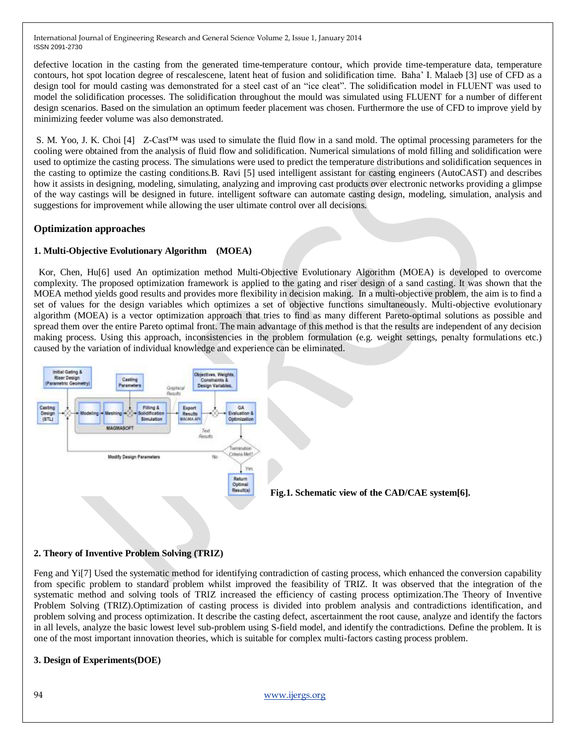defective location in the casting from the generated time-temperature contour, which provide time-temperature data, temperature contours, hot spot location degree of rescalescene, latent heat of fusion and solidification time. Baha' I. Malaeb [3] use of CFD as a design tool for mould casting was demonstrated for a steel cast of an "ice cleat". The solidification model in FLUENT was used to model the solidification processes. The solidification throughout the mould was simulated using FLUENT for a number of different design scenarios. Based on the simulation an optimum feeder placement was chosen. Furthermore the use of CFD to improve yield by minimizing feeder volume was also demonstrated.

S. M. Yoo, J. K. Choi [4] Z-Cast™ was used to simulate the fluid flow in a sand mold. The optimal processing parameters for the cooling were obtained from the analysis of fluid flow and solidification. Numerical simulations of mold filling and solidification were used to optimize the casting process. The simulations were used to predict the temperature distributions and solidification sequences in the casting to optimize the casting conditions.B. Ravi [5] used intelligent assistant for casting engineers (AutoCAST) and describes how it assists in designing, modeling, simulating, analyzing and improving cast products over electronic networks providing a glimpse of the way castings will be designed in future. intelligent software can automate casting design, modeling, simulation, analysis and suggestions for improvement while allowing the user ultimate control over all decisions.

## Optimization approaches

### 1. Multi-Objective Evolutionary Algorithm (MOEA)

Kor, Chen, Hu[6] used An optimization method Multi-Objective Evolutionary Algorithm (MOEA) is developed to overcome complexity. The proposed optimization framework is applied to the gating and riser design of a sand casting. It was shown that the MOEA method yields good results and provides more flexibility in decision making. In a multi-objective problem, the aim is to find a set of values for the design variables which optimizes a set of objective functions simultaneously. Multi-objective evolutionary algorithm (MOEA) is a vector optimization approach that tries to find as many different Pareto-optimal solutions as possible and spread them over the entire Pareto optimal front. The main advantage of this method is that the results are independent of any decision making process. Using this approach, inconsistencies in the problem formulation (e.g. weight settings, penalty formulations etc.) caused by the variation of individual knowledge and experience can be eliminated.

**Fig.1. Schematic view of the CAD/CAE system[6].**

### 2. Theory of Inventive Problem Solving (TRIZ)

Feng and Yi[7] Used the systematic method for identifying contradiction of casting process, which enhanced the conversion capability from specific problem to standard problem whilst improved the feasibility of TRIZ. It was observed that the integration of the systematic method and solving tools of TRIZ increased the efficiency of casting process optimization.The Theory of Inventive Problem Solving (TRIZ).Optimization of casting process is divided into problem analysis and contradictions identification, and problem solving and process optimization. It describe the casting defect, ascertainment the root cause, analyze and identify the factors in all levels, analyze the basic lowest level sub-problem using S-field model, and identify the contradictions. Define the problem. It is one of the most important innovation theories, which is suitable for complex multi-factors casting process problem.

### 3. Design of Experiments(DOE)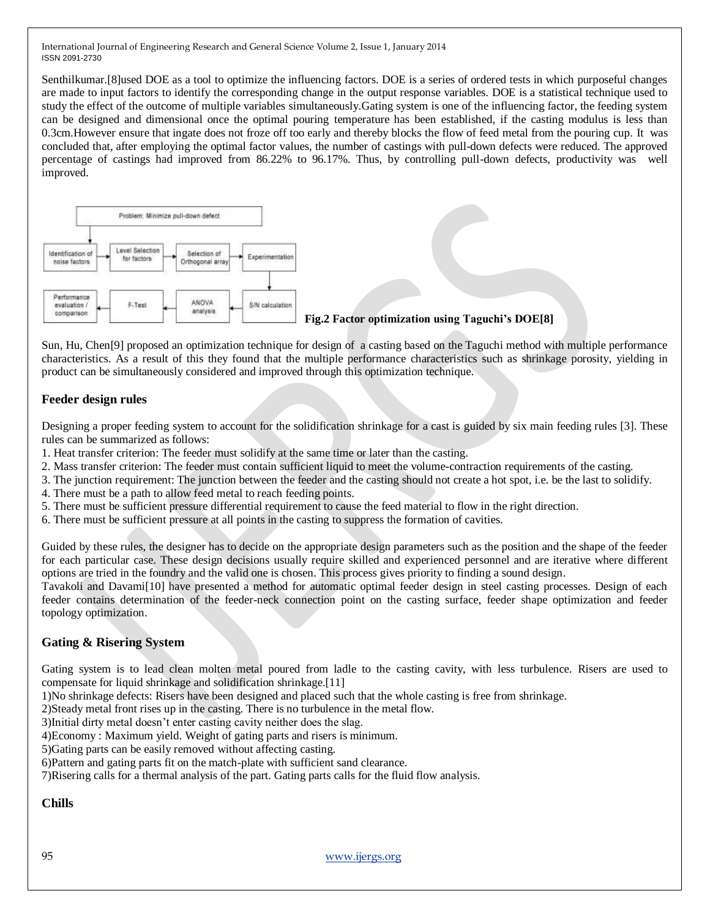Senthilkumar.[8]used DOE as a tool to optimize the influencing factors. DOE is a series of ordered tests in which purposeful changes are made to input factors to identify the corresponding change in the output response variables. DOE is a statistical technique used to study the effect of the outcome of multiple variables simultaneously.Gating system is one of the influencing factor, the feeding system can be designed and dimensional once the optimal pouring temperature has been established, if the casting modulus is less than 0.3cm.However ensure that ingate does not froze off too early and thereby blocks the flow of feed metal from the pouring cup. It was concluded that, after employing the optimal factor values, the number of castings with pull-down defects were reduced. The approved percentage of castings had improved from 86.22% to 96.17%. Thus, by controlling pull-down defects, productivity was well improved.

Problem: Minimize pull-down defect

Identification of noise factors → Level Selection for factors → Selection of Orthogonal array → Experimentation

S/N calculation → ANOVA analysis → F-Test → Performance evaluation / comparison

**Fig.2 Factor optimization using Taguchi's DOE[8]**

Sun, Hu, Chen[9] proposed an optimization technique for design of a casting based on the Taguchi method with multiple performance characteristics. As a result of this they found that the multiple performance characteristics such as shrinkage porosity, yielding in product can be simultaneously considered and improved through this optimization technique.

## Feeder design rules

Designing a proper feeding system to account for the solidification shrinkage for a cast is guided by six main feeding rules [3]. These rules can be summarized as follows:

1. Heat transfer criterion: The feeder must solidify at the same time or later than the casting.
2. Mass transfer criterion: The feeder must contain sufficient liquid to meet the volume-contraction requirements of the casting.
3. The junction requirement: The junction between the feeder and the casting should not create a hot spot, i.e. be the last to solidify.
4. There must be a path to allow feed metal to reach feeding points.
5. There must be sufficient pressure differential requirement to cause the feed material to flow in the right direction.
6. There must be sufficient pressure at all points in the casting to suppress the formation of cavities.

Guided by these rules, the designer has to decide on the appropriate design parameters such as the position and the shape of the feeder for each particular case. These design decisions usually require skilled and experienced personnel and are iterative where different options are tried in the foundry and the valid one is chosen. This process gives priority to finding a sound design.

Tavakoli and Davami[10] have presented a method for automatic optimal feeder design in steel casting processes. Design of each feeder contains determination of the feeder-neck connection point on the casting surface, feeder shape optimization and feeder topology optimization.

## Gating & Risering System

Gating system is to lead clean molten metal poured from ladle to the casting cavity, with less turbulence. Risers are used to compensate for liquid shrinkage and solidification shrinkage.[11]

1)No shrinkage defects: Risers have been designed and placed such that the whole casting is free from shrinkage.
2)Steady metal front rises up in the casting. There is no turbulence in the metal flow.
3)Initial dirty metal doesn't enter casting cavity neither does the slag.
4)Economy : Maximum yield. Weight of gating parts and risers is minimum.
5)Gating parts can be easily removed without affecting casting.
6)Pattern and gating parts fit on the match-plate with sufficient sand clearance.
7)Risering calls for a thermal analysis of the part. Gating parts calls for the fluid flow analysis.

## Chills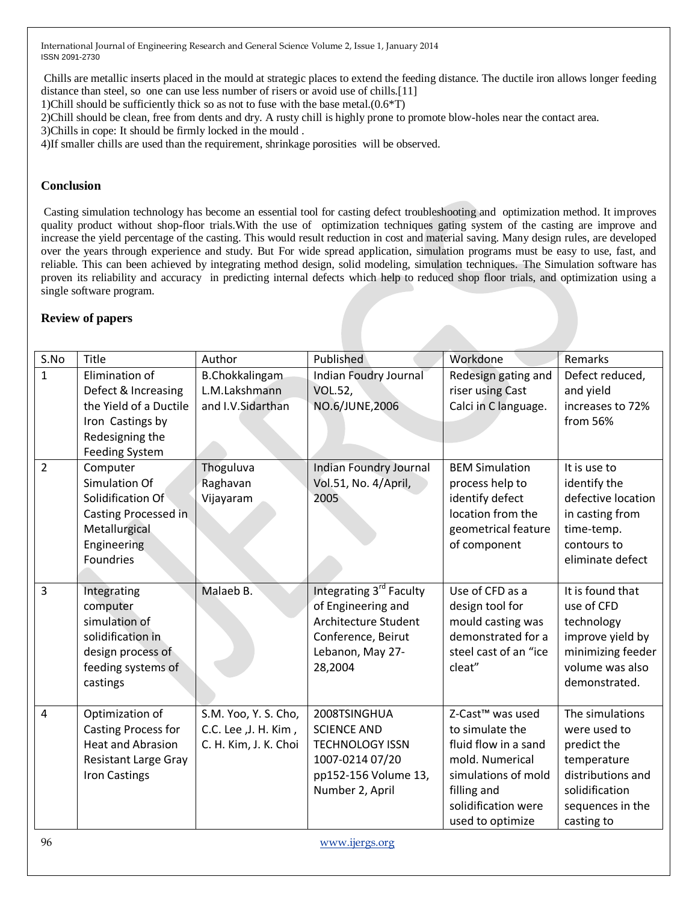Chills are metallic inserts placed in the mould at strategic places to extend the feeding distance. The ductile iron allows longer feeding distance than steel, so one can use less number of risers or avoid use of chills.[11]

1)Chill should be sufficiently thick so as not to fuse with the base metal.(0.6*T)

2)Chill should be clean, free from dents and dry. A rusty chill is highly prone to promote blow-holes near the contact area.

3)Chills in cope: It should be firmly locked in the mould .

4)If smaller chills are used than the requirement, shrinkage porosities will be observed.

## Conclusion

Casting simulation technology has become an essential tool for casting defect troubleshooting and optimization method. It improves quality product without shop-floor trials.With the use of optimization techniques gating system of the casting are improve and increase the yield percentage of the casting. This would result reduction in cost and material saving. Many design rules, are developed over the years through experience and study. But For wide spread application, simulation programs must be easy to use, fast, and reliable. This can been achieved by integrating method design, solid modeling, simulation techniques. The Simulation software has proven its reliability and accuracy in predicting internal defects which help to reduced shop floor trials, and optimization using a single software program.

## Review of papers

| S.No | Title | Author | Published | Workdone | Remarks |
|---|---|---|---|---|---|
| 1 | Elimination of Defect & Increasing the Yield of a Ductile Iron Castings by Redesigning the Feeding System | B.Chokkalingam L.M.Lakshmann and I.V.Sidarthan | Indian Foudry Journal VOL.52, NO.6/JUNE,2006 | Redesign gating and riser using Cast Calci in C language. | Defect reduced, and yield increases to 72% from 56% |
| 2 | Computer Simulation Of Solidification Of Casting Processed in Metallurgical Engineering Foundries | Thoguluva Raghavan Vijayaram | Indian Foundry Journal Vol.51, No. 4/April, 2005 | BEM Simulation process help to identify defect location from the geometrical feature of component | It is use to identify the defective location in casting from time-temp. contours to eliminate defect |
| 3 | Integrating computer simulation of solidification in design process of feeding systems of castings | Malaeb B. | Integrating 3rd Faculty of Engineering and Architecture Student Conference, Beirut Lebanon, May 27-28,2004 | Use of CFD as a design tool for mould casting was demonstrated for a steel cast of an "ice cleat" | It is found that use of CFD technology improve yield by minimizing feeder volume was also demonstrated. |
| 4 | Optimization of Casting Process for Heat and Abrasion Resistant Large Gray Iron Castings | S.M. Yoo, Y. S. Cho, C.C. Lee ,J. H. Kim , C. H. Kim, J. K. Choi | 2008TSINGHUA SCIENCE AND TECHNOLOGY ISSN 1007-0214 07/20 pp152-156 Volume 13, Number 2, April | Z-Cast™ was used to simulate the fluid flow in a sand mold. Numerical simulations of mold filling and solidification were used to optimize | The simulations were used to predict the temperature distributions and solidification sequences in the casting to |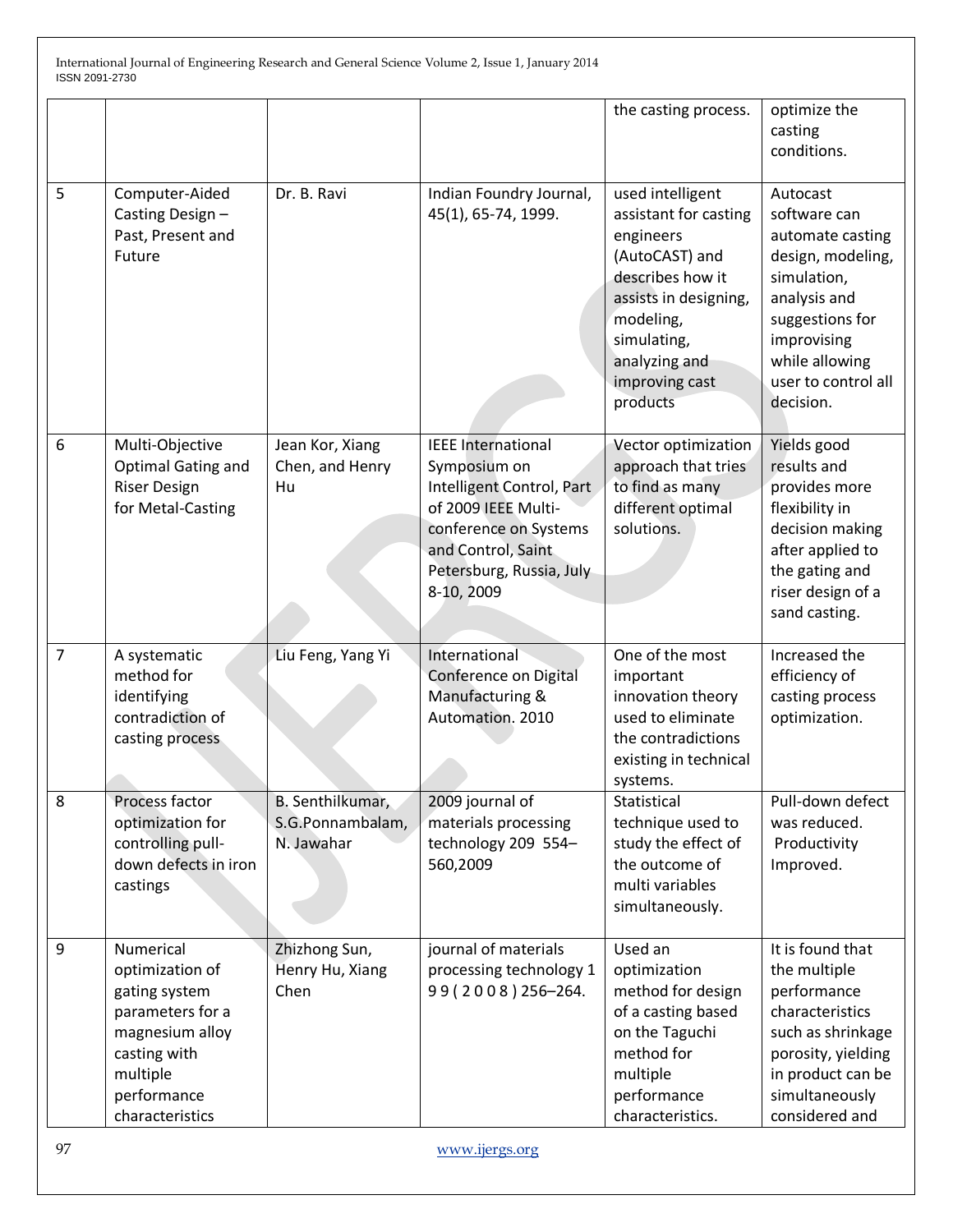| | | | | the casting process. | optimize the casting conditions. |
|---|---|---|---|---|---|
| 5 | Computer-Aided Casting Design – Past, Present and Future | Dr. B. Ravi | Indian Foundry Journal, 45(1), 65-74, 1999. | used intelligent assistant for casting engineers (AutoCAST) and describes how it assists in designing, modeling, simulating, analyzing and improving cast products | Autocast software can automate casting design, modeling, simulation, analysis and suggestions for improvising while allowing user to control all decision. |
| 6 | Multi-Objective Optimal Gating and Riser Design for Metal-Casting | Jean Kor, Xiang Chen, and Henry Hu | IEEE International Symposium on Intelligent Control, Part of 2009 IEEE Multi-conference on Systems and Control, Saint Petersburg, Russia, July 8-10, 2009 | Vector optimization approach that tries to find as many different optimal solutions. | Yields good results and provides more flexibility in decision making after applied to the gating and riser design of a sand casting. |
| 7 | A systematic method for identifying contradiction of casting process | Liu Feng, Yang Yi | International Conference on Digital Manufacturing & Automation. 2010 | One of the most important innovation theory used to eliminate the contradictions existing in technical systems. | Increased the efficiency of casting process optimization. |
| 8 | Process factor optimization for controlling pull-down defects in iron castings | B. Senthilkumar, S.G.Ponnambalam, N. Jawahar | 2009 journal of materials processing technology 209 554–560,2009 | Statistical technique used to study the effect of the outcome of multi variables simultaneously. | Pull-down defect was reduced. Productivity Improved. |
| 9 | Numerical optimization of gating system parameters for a magnesium alloy casting with multiple performance characteristics | Zhizhong Sun, Henry Hu, Xiang Chen | journal of materials processing technology 1 9 9 ( 2 0 0 8 ) 256–264. | Used an optimization method for design of a casting based on the Taguchi method for multiple performance characteristics. | It is found that the multiple performance characteristics such as shrinkage porosity, yielding in product can be simultaneously considered and |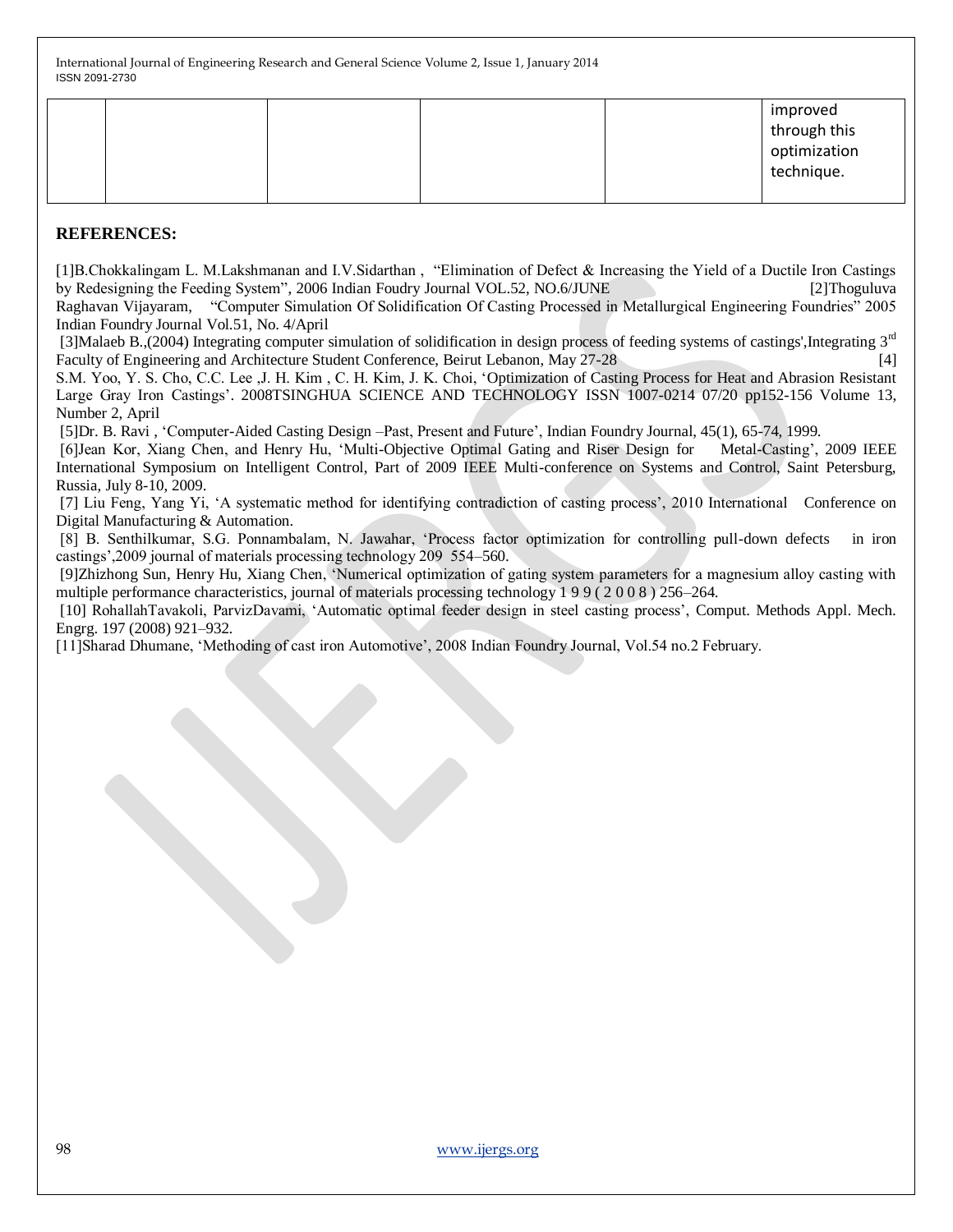| | | | | | |
|---|---|---|---|---|---|
| | | | | | improved through this optimization technique. |

**REFERENCES:**

[1]B.Chokkalingam L. M.Lakshmanan and I.V.Sidarthan , "Elimination of Defect & Increasing the Yield of a Ductile Iron Castings by Redesigning the Feeding System", 2006 Indian Foudry Journal VOL.52, NO.6/JUNE

[2]Thoguluva Raghavan Vijayaram, "Computer Simulation Of Solidification Of Casting Processed in Metallurgical Engineering Foundries" 2005 Indian Foundry Journal Vol.51, No. 4/April

[3]Malaeb B.,(2004) Integrating computer simulation of solidification in design process of feeding systems of castings',Integrating 3rd Faculty of Engineering and Architecture Student Conference, Beirut Lebanon, May 27-28

[4] S.M. Yoo, Y. S. Cho, C.C. Lee ,J. H. Kim , C. H. Kim, J. K. Choi, 'Optimization of Casting Process for Heat and Abrasion Resistant Large Gray Iron Castings'. 2008TSINGHUA SCIENCE AND TECHNOLOGY ISSN 1007-0214 07/20 pp152-156 Volume 13, Number 2, April

[5]Dr. B. Ravi , 'Computer-Aided Casting Design –Past, Present and Future', Indian Foundry Journal, 45(1), 65-74, 1999.

[6]Jean Kor, Xiang Chen, and Henry Hu, 'Multi-Objective Optimal Gating and Riser Design for Metal-Casting', 2009 IEEE International Symposium on Intelligent Control, Part of 2009 IEEE Multi-conference on Systems and Control, Saint Petersburg, Russia, July 8-10, 2009.

[7] Liu Feng, Yang Yi, 'A systematic method for identifying contradiction of casting process', 2010 International Conference on Digital Manufacturing & Automation.

[8] B. Senthilkumar, S.G. Ponnambalam, N. Jawahar, 'Process factor optimization for controlling pull-down defects in iron castings',2009 journal of materials processing technology 209 554–560.

[9]Zhizhong Sun, Henry Hu, Xiang Chen, 'Numerical optimization of gating system parameters for a magnesium alloy casting with multiple performance characteristics, journal of materials processing technology 1 9 9 ( 2 0 0 8 ) 256–264.

[10] RohallahTavakoli, ParvizDavami, 'Automatic optimal feeder design in steel casting process', Comput. Methods Appl. Mech. Engrg. 197 (2008) 921–932.

[11]Sharad Dhumane, 'Methoding of cast iron Automotive', 2008 Indian Foundry Journal, Vol.54 no.2 February.